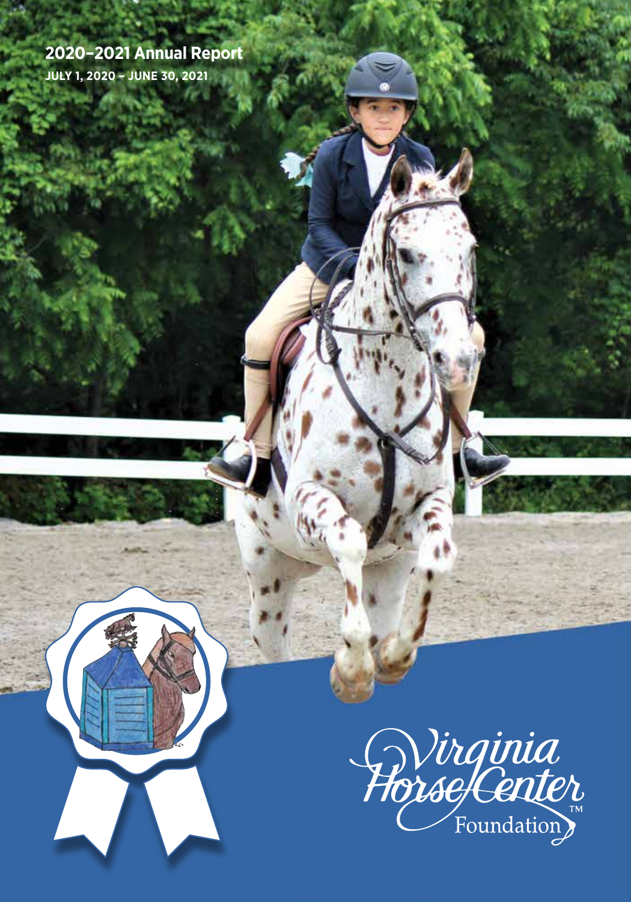# 2020–2021 Annual Report

**JULY 1, 2020 – JUNE 30, 2021**

Virginia Horse Center Foundation™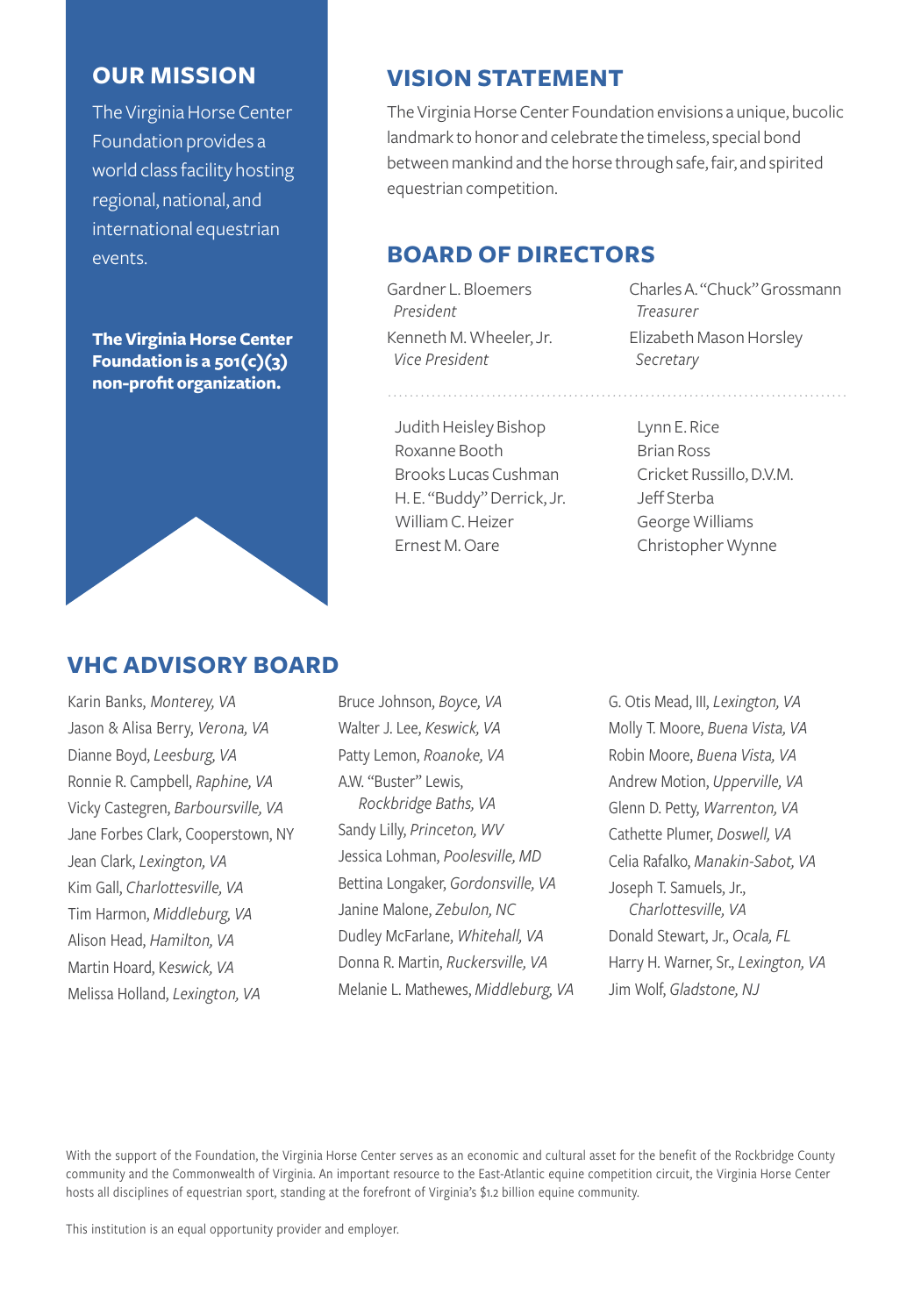## OUR MISSION

The Virginia Horse Center Foundation provides a world class facility hosting regional, national, and international equestrian events.

**The Virginia Horse Center Foundation is a 501(c)(3) non-profit organization.**

## VISION STATEMENT

The Virginia Horse Center Foundation envisions a unique, bucolic landmark to honor and celebrate the timeless, special bond between mankind and the horse through safe, fair, and spirited equestrian competition.

## BOARD OF DIRECTORS

Gardner L. Bloemers
*President*

Kenneth M. Wheeler, Jr.
*Vice President*

Charles A. "Chuck" Grossmann
*Treasurer*

Elizabeth Mason Horsley
*Secretary*

Judith Heisley Bishop
Roxanne Booth
Brooks Lucas Cushman
H. E. "Buddy" Derrick, Jr.
William C. Heizer
Ernest M. Oare
Lynn E. Rice
Brian Ross
Cricket Russillo, D.V.M.
Jeff Sterba
George Williams
Christopher Wynne

## VHC ADVISORY BOARD

Karin Banks, *Monterey, VA*
Jason & Alisa Berry, *Verona, VA*
Dianne Boyd, *Leesburg, VA*
Ronnie R. Campbell, *Raphine, VA*
Vicky Castegren, *Barboursville, VA*
Jane Forbes Clark, Cooperstown, NY
Jean Clark, *Lexington, VA*
Kim Gall, *Charlottesville, VA*
Tim Harmon, *Middleburg, VA*
Alison Head, *Hamilton, VA*
Martin Hoard, *Keswick, VA*
Melissa Holland, *Lexington, VA*
Bruce Johnson, *Boyce, VA*
Walter J. Lee, *Keswick, VA*
Patty Lemon, *Roanoke, VA*
A.W. "Buster" Lewis, *Rockbridge Baths, VA*
Sandy Lilly, *Princeton, WV*
Jessica Lohman, *Poolesville, MD*
Bettina Longaker, *Gordonsville, VA*
Janine Malone, *Zebulon, NC*
Dudley McFarlane, *Whitehall, VA*
Donna R. Martin, *Ruckersville, VA*
Melanie L. Mathewes, *Middleburg, VA*
G. Otis Mead, III, *Lexington, VA*
Molly T. Moore, *Buena Vista, VA*
Robin Moore, *Buena Vista, VA*
Andrew Motion, *Upperville, VA*
Glenn D. Petty, *Warrenton, VA*
Cathette Plumer, *Doswell, VA*
Celia Rafalko, *Manakin-Sabot, VA*
Joseph T. Samuels, Jr., *Charlottesville, VA*
Donald Stewart, Jr., *Ocala, FL*
Harry H. Warner, Sr., *Lexington, VA*
Jim Wolf, *Gladstone, NJ*

With the support of the Foundation, the Virginia Horse Center serves as an economic and cultural asset for the benefit of the Rockbridge County community and the Commonwealth of Virginia. An important resource to the East-Atlantic equine competition circuit, the Virginia Horse Center hosts all disciplines of equestrian sport, standing at the forefront of Virginia's $1.2 billion equine community.

This institution is an equal opportunity provider and employer.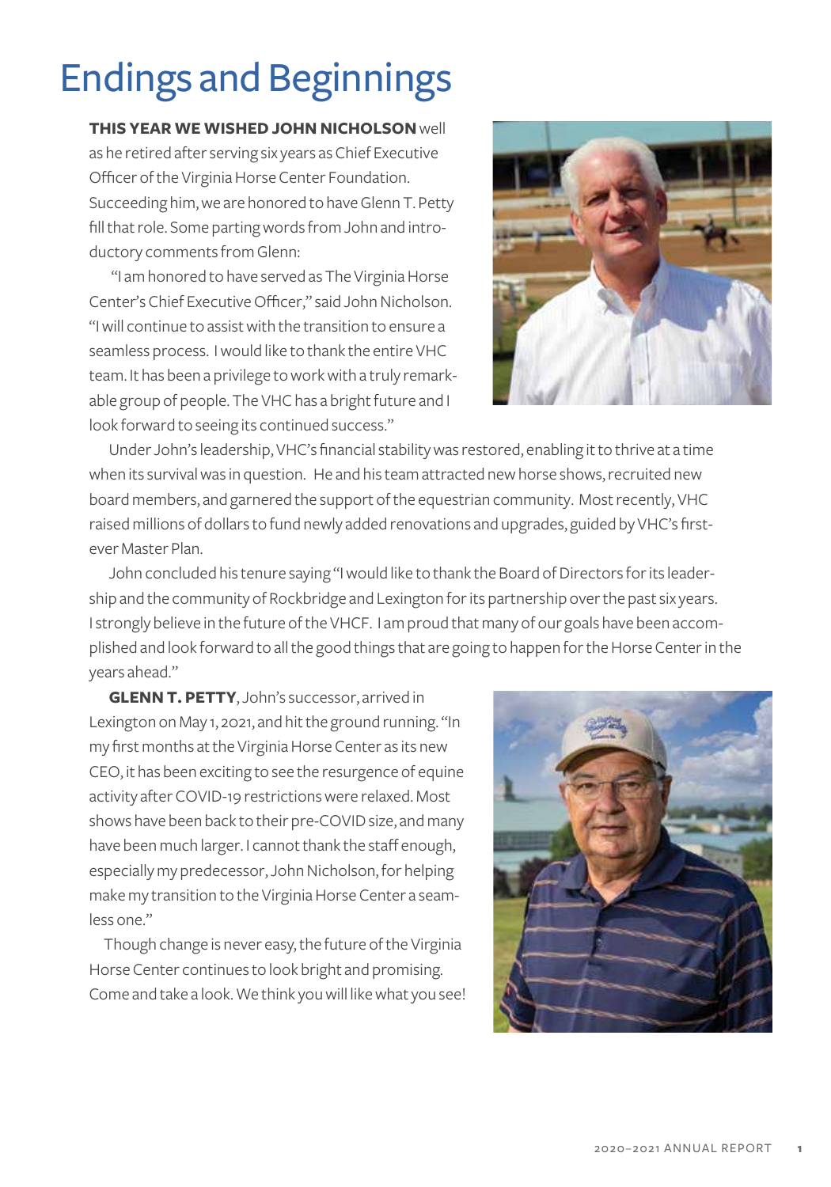# Endings and Beginnings

**THIS YEAR WE WISHED JOHN NICHOLSON** well as he retired after serving six years as Chief Executive Officer of the Virginia Horse Center Foundation. Succeeding him, we are honored to have Glenn T. Petty fill that role. Some parting words from John and introductory comments from Glenn:

"I am honored to have served as The Virginia Horse Center's Chief Executive Officer," said John Nicholson. "I will continue to assist with the transition to ensure a seamless process. I would like to thank the entire VHC team. It has been a privilege to work with a truly remarkable group of people. The VHC has a bright future and I look forward to seeing its continued success."

Under John's leadership, VHC's financial stability was restored, enabling it to thrive at a time when its survival was in question. He and his team attracted new horse shows, recruited new board members, and garnered the support of the equestrian community. Most recently, VHC raised millions of dollars to fund newly added renovations and upgrades, guided by VHC's first-ever Master Plan.

John concluded his tenure saying "I would like to thank the Board of Directors for its leadership and the community of Rockbridge and Lexington for its partnership over the past six years. I strongly believe in the future of the VHCF. I am proud that many of our goals have been accomplished and look forward to all the good things that are going to happen for the Horse Center in the years ahead."

**GLENN T. PETTY**, John's successor, arrived in Lexington on May 1, 2021, and hit the ground running. "In my first months at the Virginia Horse Center as its new CEO, it has been exciting to see the resurgence of equine activity after COVID-19 restrictions were relaxed. Most shows have been back to their pre-COVID size, and many have been much larger. I cannot thank the staff enough, especially my predecessor, John Nicholson, for helping make my transition to the Virginia Horse Center a seamless one."

Though change is never easy, the future of the Virginia Horse Center continues to look bright and promising. Come and take a look. We think you will like what you see!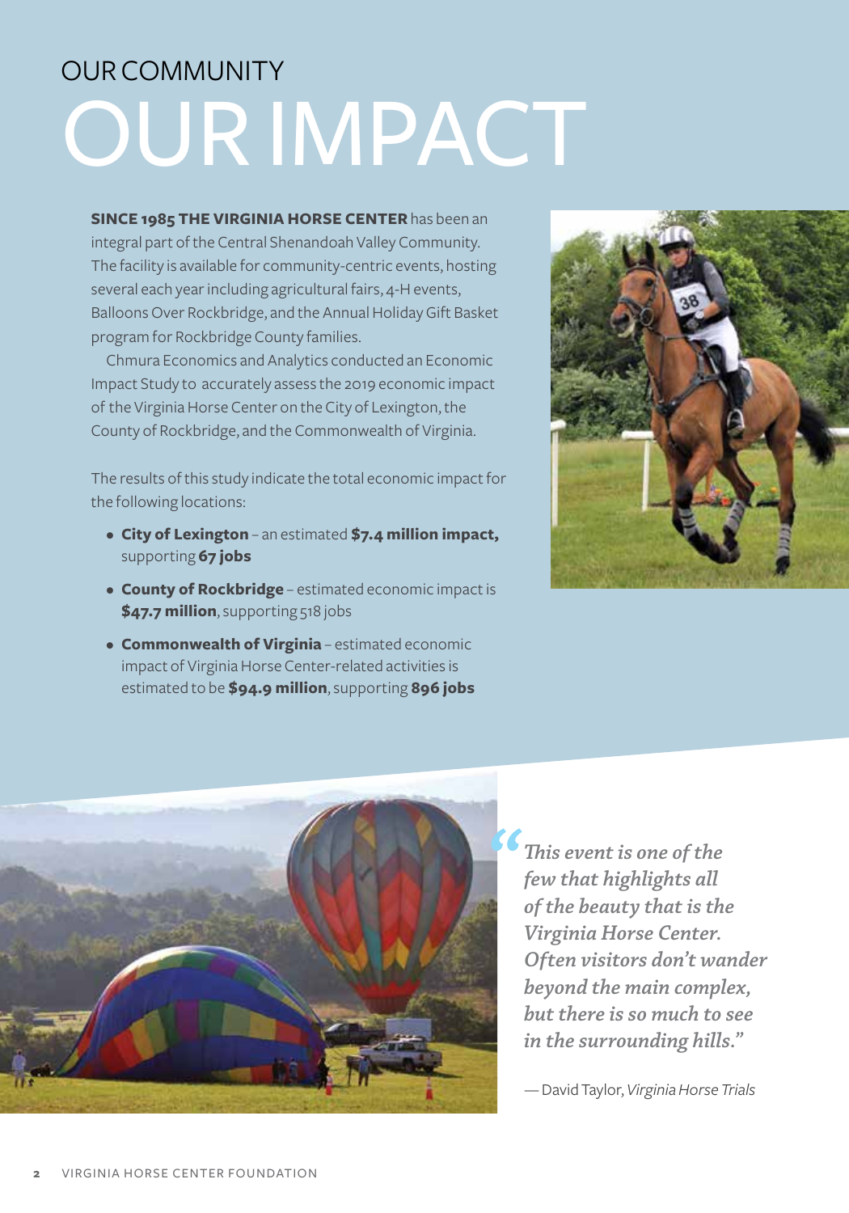OUR COMMUNITY

# OUR IMPACT

**SINCE 1985 THE VIRGINIA HORSE CENTER** has been an integral part of the Central Shenandoah Valley Community. The facility is available for community-centric events, hosting several each year including agricultural fairs, 4-H events, Balloons Over Rockbridge, and the Annual Holiday Gift Basket program for Rockbridge County families.

Chmura Economics and Analytics conducted an Economic Impact Study to accurately assess the 2019 economic impact of the Virginia Horse Center on the City of Lexington, the County of Rockbridge, and the Commonwealth of Virginia.

The results of this study indicate the total economic impact for the following locations:

- **City of Lexington** – an estimated **$7.4 million impact,** supporting **67 jobs**
- **County of Rockbridge** – estimated economic impact is **$47.7 million**, supporting 518 jobs
- **Commonwealth of Virginia** – estimated economic impact of Virginia Horse Center-related activities is estimated to be **$94.9 million**, supporting **896 jobs**

*"This event is one of the few that highlights all of the beauty that is the Virginia Horse Center. Often visitors don't wander beyond the main complex, but there is so much to see in the surrounding hills."*

— David Taylor, *Virginia Horse Trials*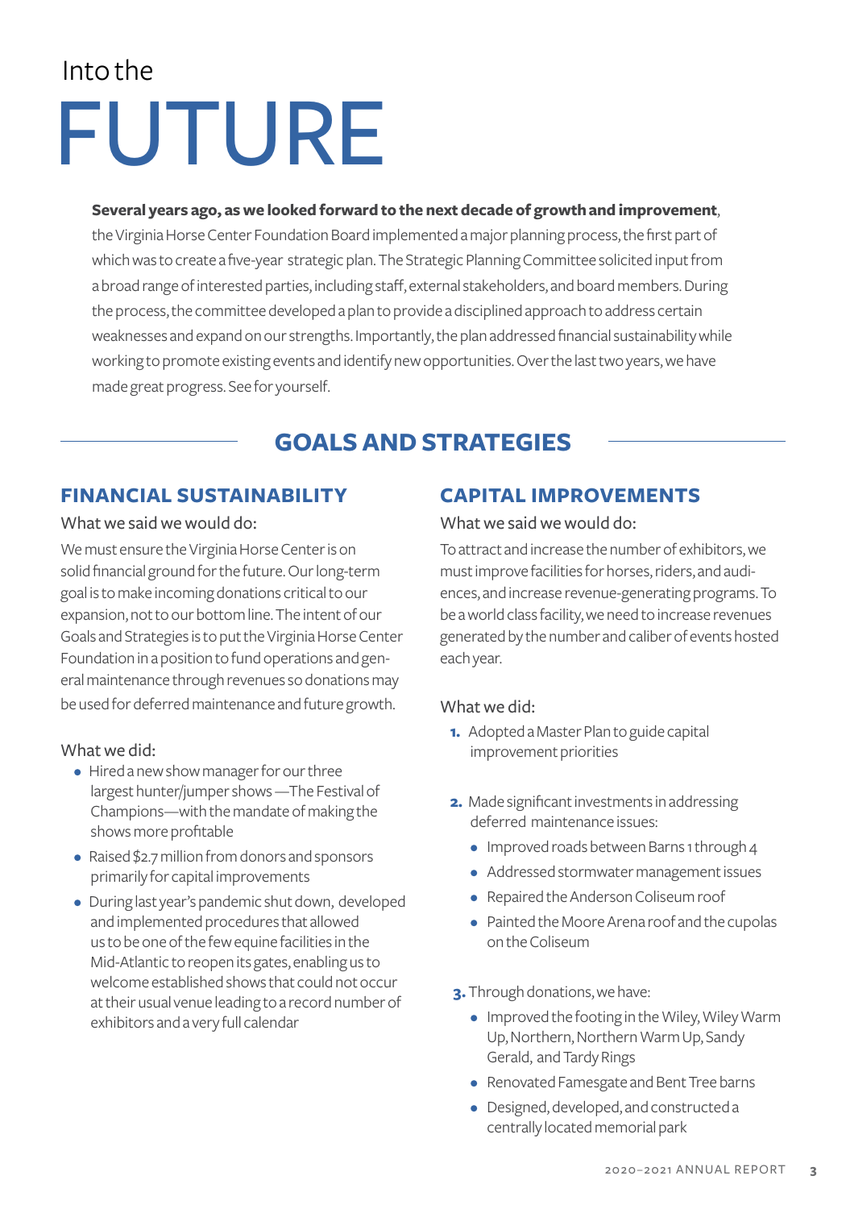# Into the FUTURE

**Several years ago, as we looked forward to the next decade of growth and improvement**, the Virginia Horse Center Foundation Board implemented a major planning process, the first part of which was to create a five-year strategic plan. The Strategic Planning Committee solicited input from a broad range of interested parties, including staff, external stakeholders, and board members. During the process, the committee developed a plan to provide a disciplined approach to address certain weaknesses and expand on our strengths. Importantly, the plan addressed financial sustainability while working to promote existing events and identify new opportunities. Over the last two years, we have made great progress. See for yourself.

## GOALS AND STRATEGIES

### FINANCIAL SUSTAINABILITY

What we said we would do:

We must ensure the Virginia Horse Center is on solid financial ground for the future. Our long-term goal is to make incoming donations critical to our expansion, not to our bottom line. The intent of our Goals and Strategies is to put the Virginia Horse Center Foundation in a position to fund operations and general maintenance through revenues so donations may be used for deferred maintenance and future growth.

What we did:

- Hired a new show manager for our three largest hunter/jumper shows —The Festival of Champions—with the mandate of making the shows more profitable
- Raised $2.7 million from donors and sponsors primarily for capital improvements
- During last year's pandemic shut down, developed and implemented procedures that allowed us to be one of the few equine facilities in the Mid-Atlantic to reopen its gates, enabling us to welcome established shows that could not occur at their usual venue leading to a record number of exhibitors and a very full calendar

### CAPITAL IMPROVEMENTS

What we said we would do:

To attract and increase the number of exhibitors, we must improve facilities for horses, riders, and audiences, and increase revenue-generating programs. To be a world class facility, we need to increase revenues generated by the number and caliber of events hosted each year.

What we did:

1. Adopted a Master Plan to guide capital improvement priorities
2. Made significant investments in addressing deferred maintenance issues:
   - Improved roads between Barns 1 through 4
   - Addressed stormwater management issues
   - Repaired the Anderson Coliseum roof
   - Painted the Moore Arena roof and the cupolas on the Coliseum
3. Through donations, we have:
   - Improved the footing in the Wiley, Wiley Warm Up, Northern, Northern Warm Up, Sandy Gerald, and Tardy Rings
   - Renovated Famesgate and Bent Tree barns
   - Designed, developed, and constructed a centrally located memorial park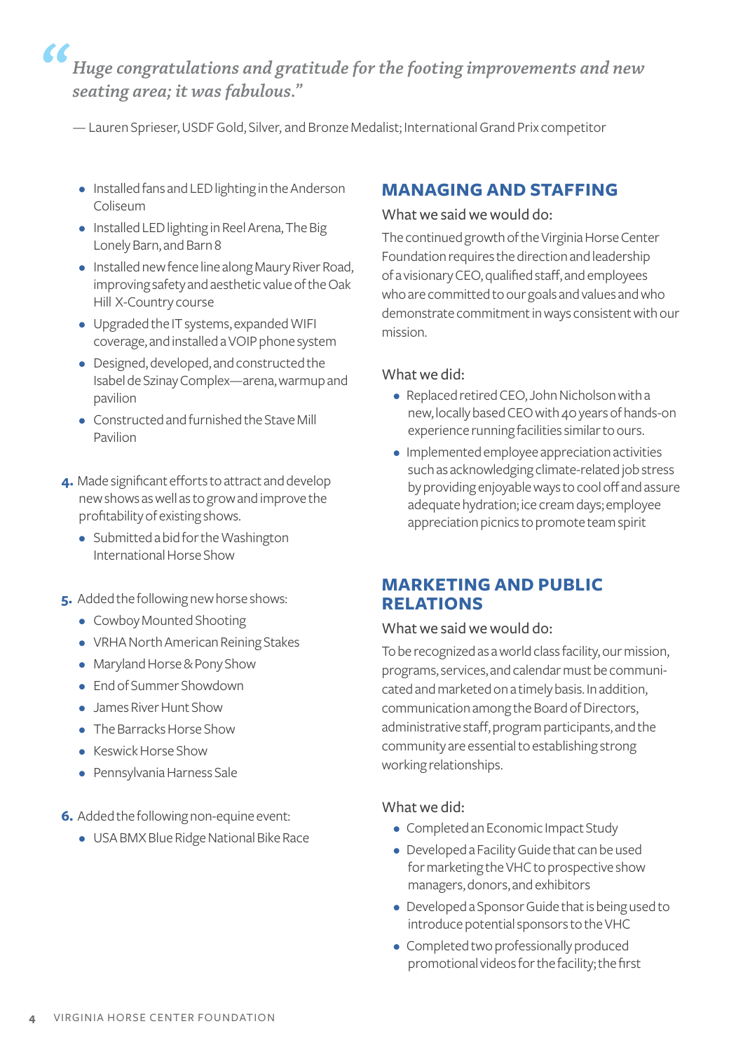> *"Huge congratulations and gratitude for the footing improvements and new seating area; it was fabulous."*
>
> — Lauren Sprieser, USDF Gold, Silver, and Bronze Medalist; International Grand Prix competitor

- Installed fans and LED lighting in the Anderson Coliseum
- Installed LED lighting in Reel Arena, The Big Lonely Barn, and Barn 8
- Installed new fence line along Maury River Road, improving safety and aesthetic value of the Oak Hill X-Country course
- Upgraded the IT systems, expanded WIFI coverage, and installed a VOIP phone system
- Designed, developed, and constructed the Isabel de Szinay Complex—arena, warmup and pavilion
- Constructed and furnished the Stave Mill Pavilion

4. Made significant efforts to attract and develop new shows as well as to grow and improve the profitability of existing shows.
   - Submitted a bid for the Washington International Horse Show

5. Added the following new horse shows:
   - Cowboy Mounted Shooting
   - VRHA North American Reining Stakes
   - Maryland Horse & Pony Show
   - End of Summer Showdown
   - James River Hunt Show
   - The Barracks Horse Show
   - Keswick Horse Show
   - Pennsylvania Harness Sale

6. Added the following non-equine event:
   - USA BMX Blue Ridge National Bike Race

## MANAGING AND STAFFING

### What we said we would do:

The continued growth of the Virginia Horse Center Foundation requires the direction and leadership of a visionary CEO, qualified staff, and employees who are committed to our goals and values and who demonstrate commitment in ways consistent with our mission.

### What we did:

- Replaced retired CEO, John Nicholson with a new, locally based CEO with 40 years of hands-on experience running facilities similar to ours.
- Implemented employee appreciation activities such as acknowledging climate-related job stress by providing enjoyable ways to cool off and assure adequate hydration; ice cream days; employee appreciation picnics to promote team spirit

## MARKETING AND PUBLIC RELATIONS

### What we said we would do:

To be recognized as a world class facility, our mission, programs, services, and calendar must be communicated and marketed on a timely basis. In addition, communication among the Board of Directors, administrative staff, program participants, and the community are essential to establishing strong working relationships.

### What we did:

- Completed an Economic Impact Study
- Developed a Facility Guide that can be used for marketing the VHC to prospective show managers, donors, and exhibitors
- Developed a Sponsor Guide that is being used to introduce potential sponsors to the VHC
- Completed two professionally produced promotional videos for the facility; the first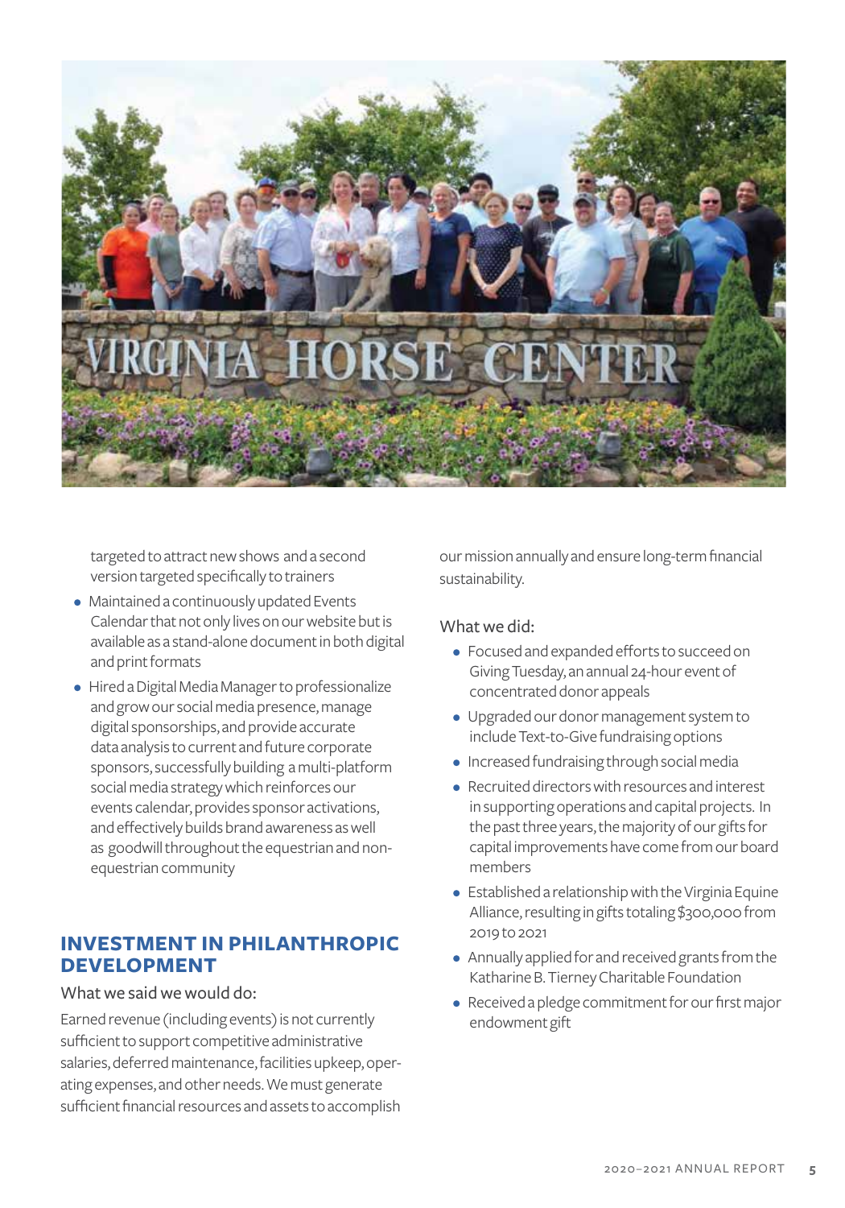targeted to attract new shows and a second version targeted specifically to trainers

- Maintained a continuously updated Events Calendar that not only lives on our website but is available as a stand-alone document in both digital and print formats
- Hired a Digital Media Manager to professionalize and grow our social media presence, manage digital sponsorships, and provide accurate data analysis to current and future corporate sponsors, successfully building a multi-platform social media strategy which reinforces our events calendar, provides sponsor activations, and effectively builds brand awareness as well as goodwill throughout the equestrian and non-equestrian community

## INVESTMENT IN PHILANTHROPIC DEVELOPMENT

What we said we would do:

Earned revenue (including events) is not currently sufficient to support competitive administrative salaries, deferred maintenance, facilities upkeep, operating expenses, and other needs. We must generate sufficient financial resources and assets to accomplish our mission annually and ensure long-term financial sustainability.

What we did:

- Focused and expanded efforts to succeed on Giving Tuesday, an annual 24-hour event of concentrated donor appeals
- Upgraded our donor management system to include Text-to-Give fundraising options
- Increased fundraising through social media
- Recruited directors with resources and interest in supporting operations and capital projects. In the past three years, the majority of our gifts for capital improvements have come from our board members
- Established a relationship with the Virginia Equine Alliance, resulting in gifts totaling $300,000 from 2019 to 2021
- Annually applied for and received grants from the Katharine B. Tierney Charitable Foundation
- Received a pledge commitment for our first major endowment gift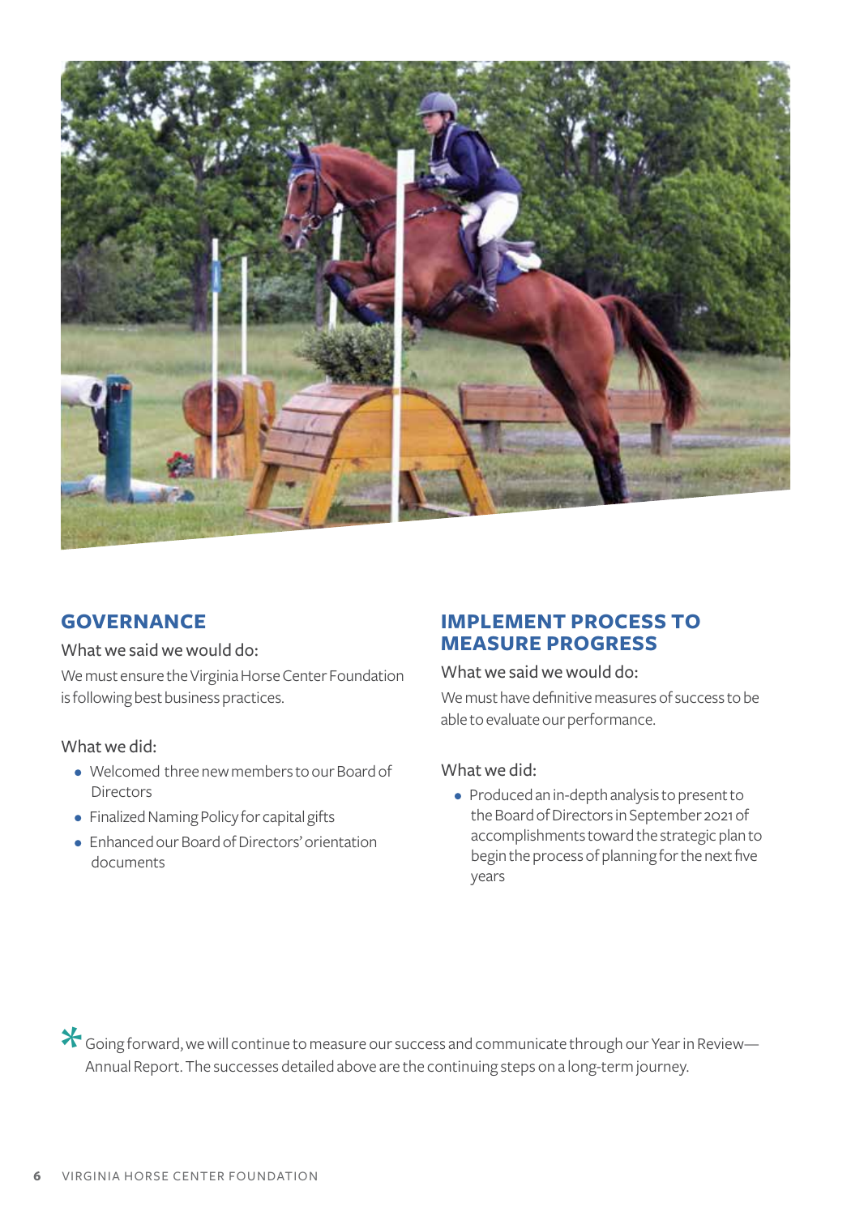## GOVERNANCE

What we said we would do:

We must ensure the Virginia Horse Center Foundation is following best business practices.

What we did:

- Welcomed three new members to our Board of Directors
- Finalized Naming Policy for capital gifts
- Enhanced our Board of Directors' orientation documents

## IMPLEMENT PROCESS TO MEASURE PROGRESS

What we said we would do:

We must have definitive measures of success to be able to evaluate our performance.

What we did:

- Produced an in-depth analysis to present to the Board of Directors in September 2021 of accomplishments toward the strategic plan to begin the process of planning for the next five years

*Going forward, we will continue to measure our success and communicate through our Year in Review—Annual Report. The successes detailed above are the continuing steps on a long-term journey.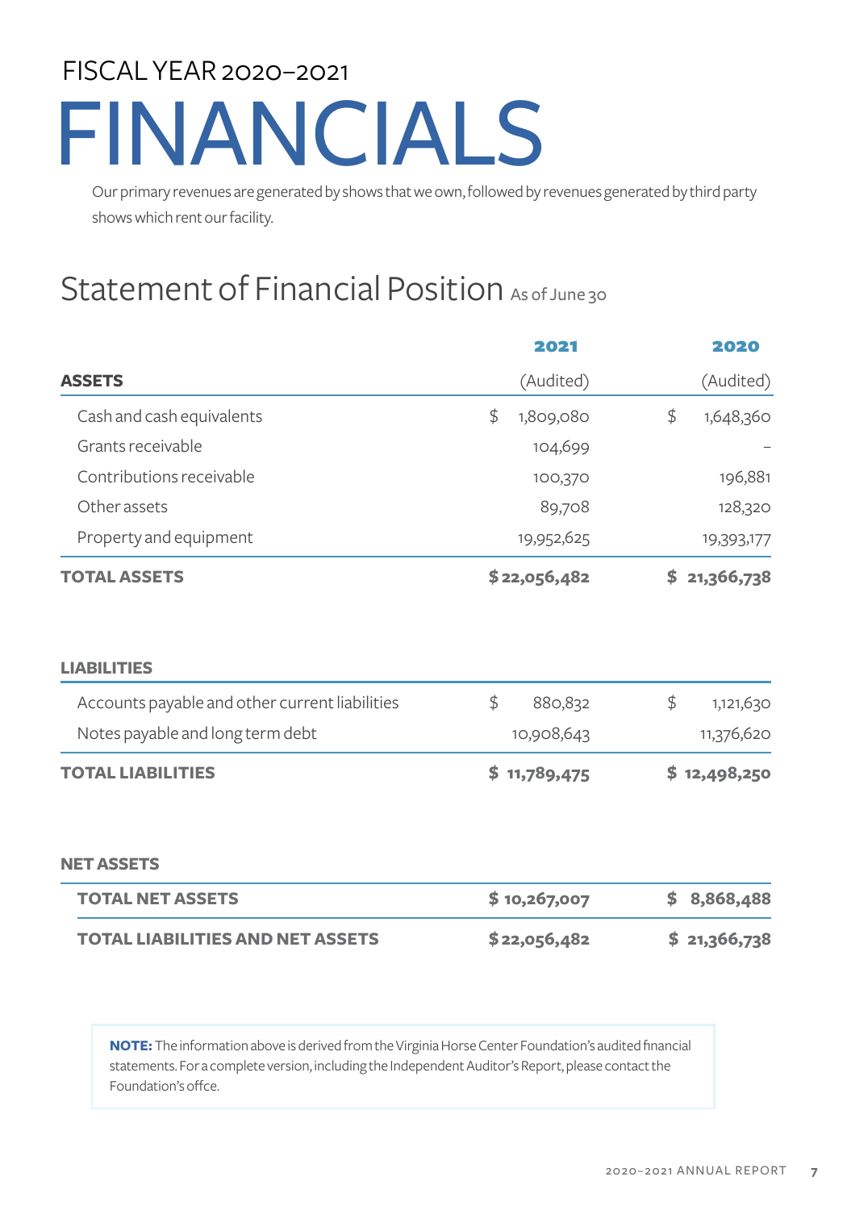FISCAL YEAR 2020–2021

# FINANCIALS

Our primary revenues are generated by shows that we own, followed by revenues generated by third party shows which rent our facility.

## Statement of Financial Position As of June 30

| | 2021 | 2020 |
|---|---|---|
| **ASSETS** | (Audited) | (Audited) |
| Cash and cash equivalents | $ 1,809,080 | $ 1,648,360 |
| Grants receivable | 104,699 | – |
| Contributions receivable | 100,370 | 196,881 |
| Other assets | 89,708 | 128,320 |
| Property and equipment | 19,952,625 | 19,393,177 |
| **TOTAL ASSETS** | **$ 22,056,482** | **$ 21,366,738** |
| | | |
| **LIABILITIES** | | |
| Accounts payable and other current liabilities | $ 880,832 | $ 1,121,630 |
| Notes payable and long term debt | 10,908,643 | 11,376,620 |
| **TOTAL LIABILITIES** | **$ 11,789,475** | **$ 12,498,250** |
| | | |
| **NET ASSETS** | | |
| **TOTAL NET ASSETS** | **$ 10,267,007** | **$ 8,868,488** |
| **TOTAL LIABILITIES AND NET ASSETS** | **$ 22,056,482** | **$ 21,366,738** |

**NOTE:** The information above is derived from the Virginia Horse Center Foundation's audited financial statements. For a complete version, including the Independent Auditor's Report, please contact the Foundation's offce.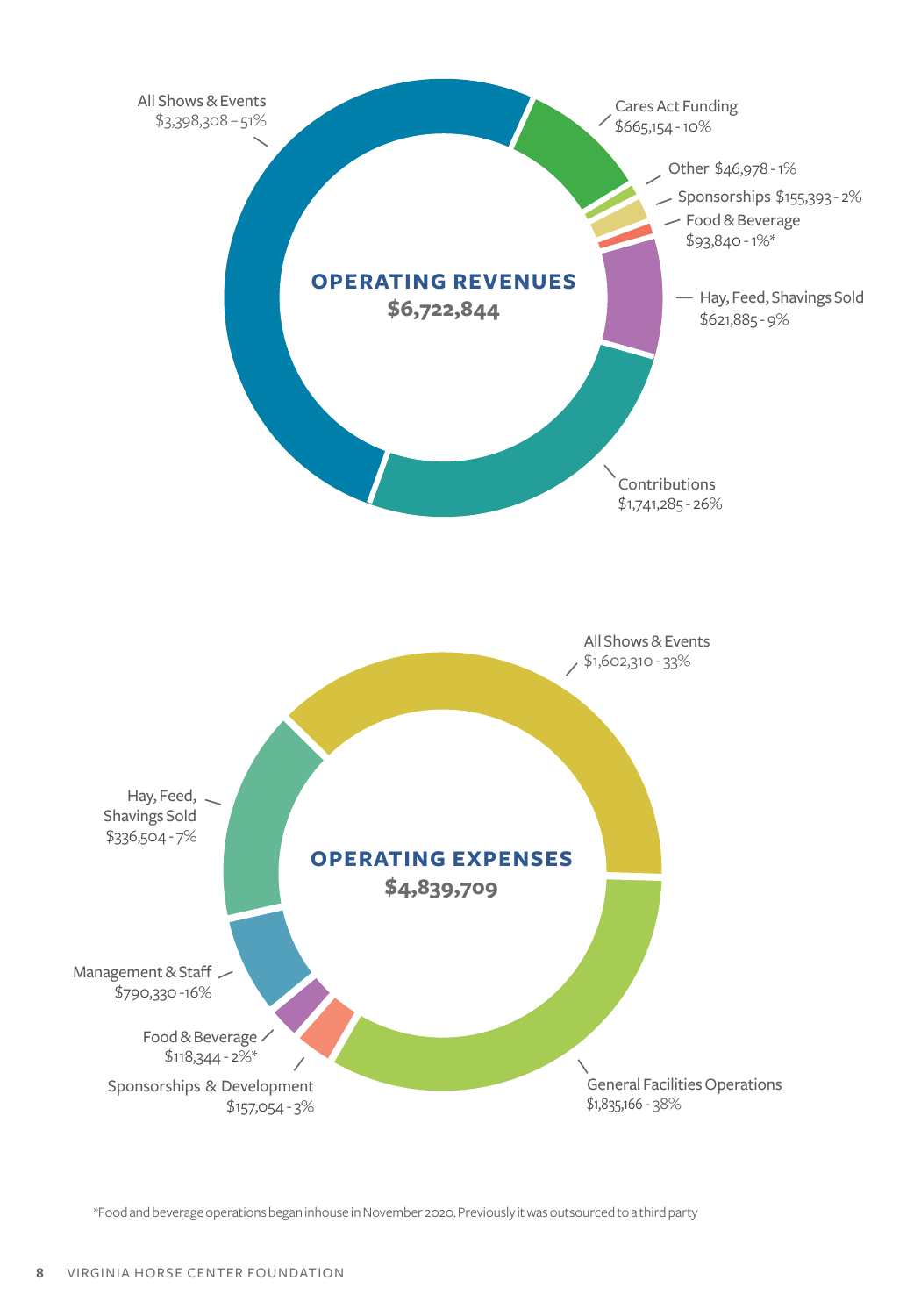## OPERATING REVENUES

**$6,722,844**

- All Shows & Events $3,398,308 – 51%
- Cares Act Funding $665,154 - 10%
- Other $46,978 - 1%
- Sponsorships $155,393 - 2%
- Food & Beverage $93,840 - 1%*
- Hay, Feed, Shavings Sold $621,885 - 9%
- Contributions $1,741,285 - 26%

## OPERATING EXPENSES

**$4,839,709**

- All Shows & Events $1,602,310 - 33%
- Hay, Feed, Shavings Sold $336,504 - 7%
- Management & Staff $790,330 -16%
- Food & Beverage $118,344 - 2%*
- Sponsorships & Development $157,054 - 3%
- General Facilities Operations $1,835,166 - 38%

*Food and beverage operations began inhouse in November 2020. Previously it was outsourced to a third party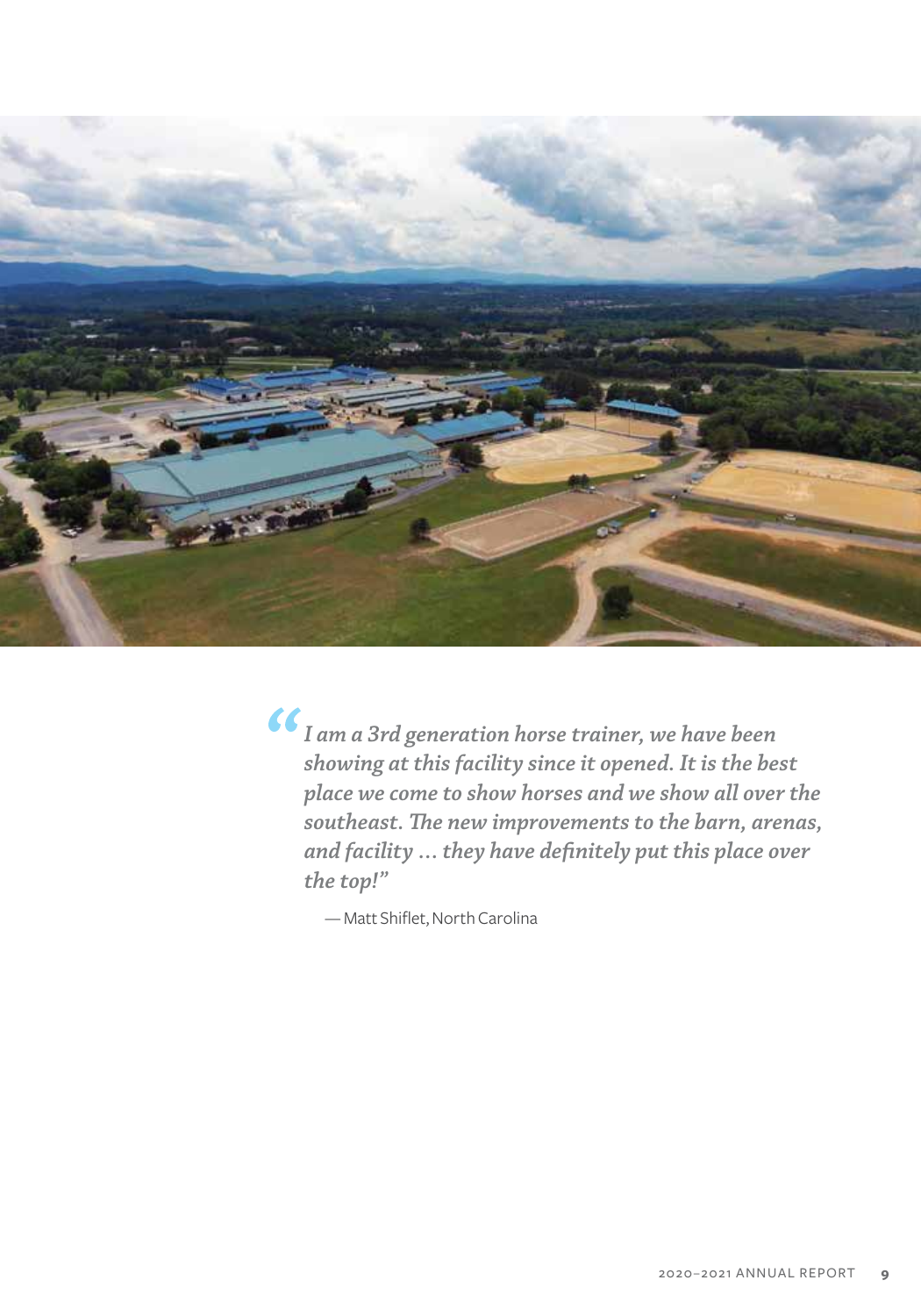*"I am a 3rd generation horse trainer, we have been showing at this facility since it opened. It is the best place we come to show horses and we show all over the southeast. The new improvements to the barn, arenas, and facility … they have definitely put this place over the top!"*

— Matt Shiflet, North Carolina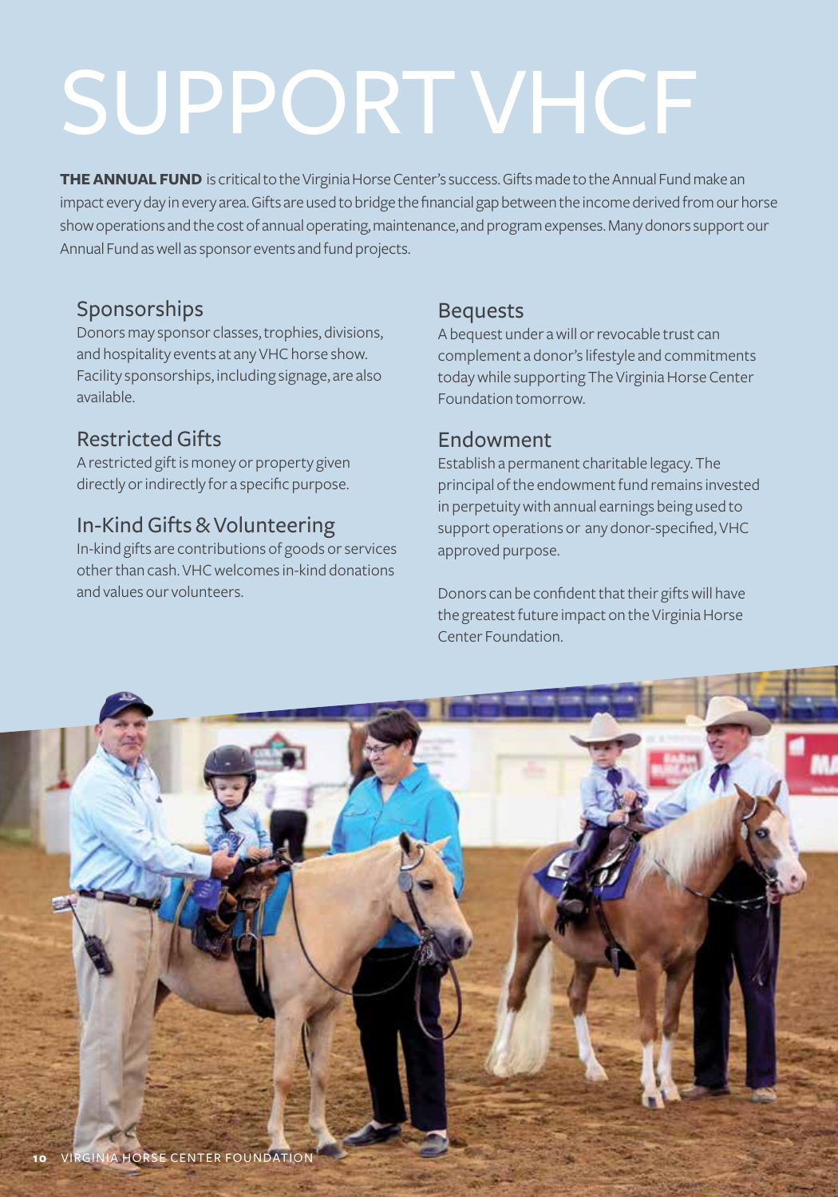# SUPPORT VHCF

**THE ANNUAL FUND** is critical to the Virginia Horse Center's success. Gifts made to the Annual Fund make an impact every day in every area. Gifts are used to bridge the financial gap between the income derived from our horse show operations and the cost of annual operating, maintenance, and program expenses. Many donors support our Annual Fund as well as sponsor events and fund projects.

## Sponsorships

Donors may sponsor classes, trophies, divisions, and hospitality events at any VHC horse show. Facility sponsorships, including signage, are also available.

## Restricted Gifts

A restricted gift is money or property given directly or indirectly for a specific purpose.

## In-Kind Gifts & Volunteering

In-kind gifts are contributions of goods or services other than cash. VHC welcomes in-kind donations and values our volunteers.

## Bequests

A bequest under a will or revocable trust can complement a donor's lifestyle and commitments today while supporting The Virginia Horse Center Foundation tomorrow.

## Endowment

Establish a permanent charitable legacy. The principal of the endowment fund remains invested in perpetuity with annual earnings being used to support operations or any donor-specified, VHC approved purpose.

Donors can be confident that their gifts will have the greatest future impact on the Virginia Horse Center Foundation.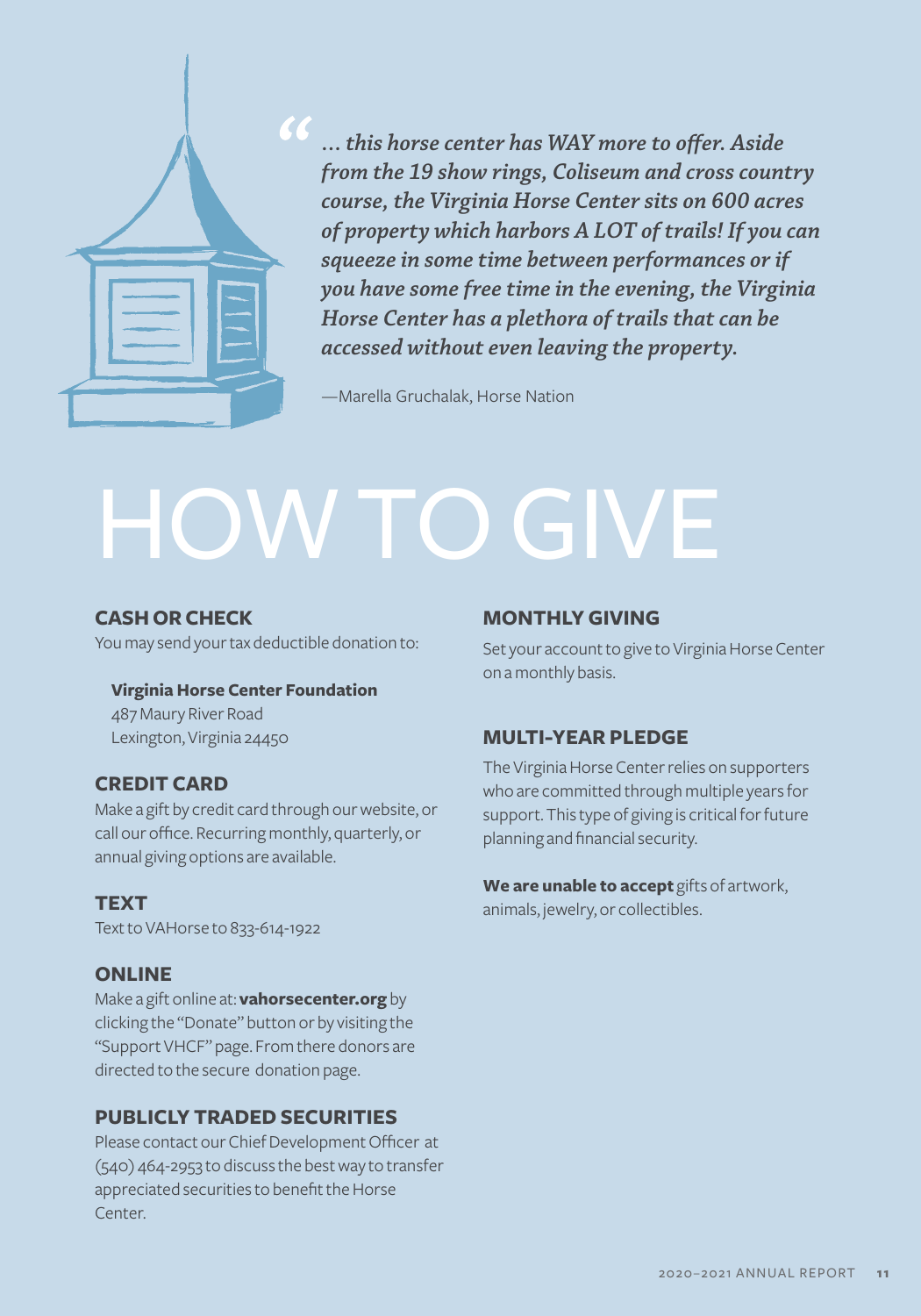> *"... this horse center has WAY more to offer. Aside from the 19 show rings, Coliseum and cross country course, the Virginia Horse Center sits on 600 acres of property which harbors A LOT of trails! If you can squeeze in some time between performances or if you have some free time in the evening, the Virginia Horse Center has a plethora of trails that can be accessed without even leaving the property.*
>
> —Marella Gruchalak, Horse Nation

# HOW TO GIVE

### CASH OR CHECK

You may send your tax deductible donation to:

**Virginia Horse Center Foundation**
487 Maury River Road
Lexington, Virginia 24450

### CREDIT CARD

Make a gift by credit card through our website, or call our office. Recurring monthly, quarterly, or annual giving options are available.

### TEXT

Text to VAHorse to 833-614-1922

### ONLINE

Make a gift online at: **vahorsecenter.org** by clicking the "Donate" button or by visiting the "Support VHCF" page. From there donors are directed to the secure donation page.

### PUBLICLY TRADED SECURITIES

Please contact our Chief Development Officer at (540) 464-2953 to discuss the best way to transfer appreciated securities to benefit the Horse Center.

### MONTHLY GIVING

Set your account to give to Virginia Horse Center on a monthly basis.

### MULTI-YEAR PLEDGE

The Virginia Horse Center relies on supporters who are committed through multiple years for support. This type of giving is critical for future planning and financial security.

**We are unable to accept** gifts of artwork, animals, jewelry, or collectibles.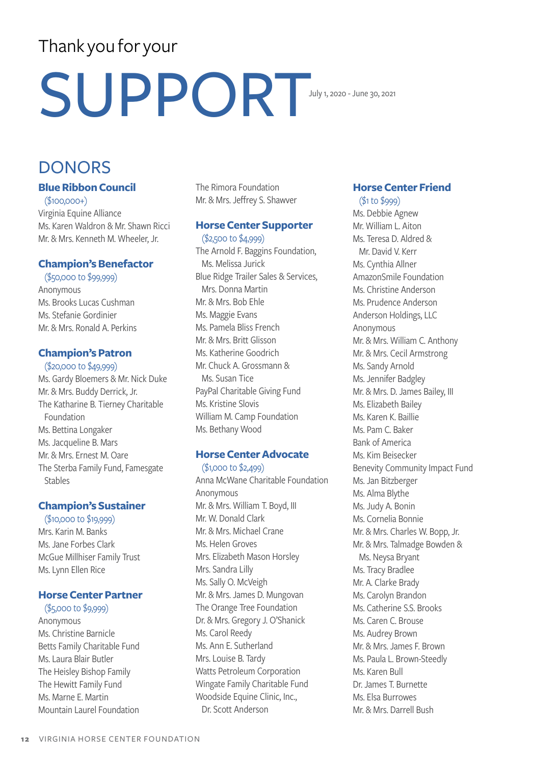Thank you for your

# SUPPORT

July 1, 2020 - June 30, 2021

## DONORS

### Blue Ribbon Council
($100,000+)

Virginia Equine Alliance
Ms. Karen Waldron & Mr. Shawn Ricci
Mr. & Mrs. Kenneth M. Wheeler, Jr.

### Champion's Benefactor
($50,000 to $99,999)

Anonymous
Ms. Brooks Lucas Cushman
Ms. Stefanie Gordinier
Mr. & Mrs. Ronald A. Perkins

### Champion's Patron
($20,000 to $49,999)

Ms. Gardy Bloemers & Mr. Nick Duke
Mr. & Mrs. Buddy Derrick, Jr.
The Katharine B. Tierney Charitable Foundation
Ms. Bettina Longaker
Ms. Jacqueline B. Mars
Mr. & Mrs. Ernest M. Oare
The Sterba Family Fund, Famesgate Stables

### Champion's Sustainer
($10,000 to $19,999)

Mrs. Karin M. Banks
Ms. Jane Forbes Clark
McGue Millhiser Family Trust
Ms. Lynn Ellen Rice

### Horse Center Partner
($5,000 to $9,999)

Anonymous
Ms. Christine Barnicle
Betts Family Charitable Fund
Ms. Laura Blair Butler
The Heisley Bishop Family
The Hewitt Family Fund
Ms. Marne E. Martin
Mountain Laurel Foundation
The Rimora Foundation
Mr. & Mrs. Jeffrey S. Shawver

### Horse Center Supporter
($2,500 to $4,999)

The Arnold F. Baggins Foundation, Ms. Melissa Jurick
Blue Ridge Trailer Sales & Services, Mrs. Donna Martin
Mr. & Mrs. Bob Ehle
Ms. Maggie Evans
Ms. Pamela Bliss French
Mr. & Mrs. Britt Glisson
Ms. Katherine Goodrich
Mr. Chuck A. Grossmann & Ms. Susan Tice
PayPal Charitable Giving Fund
Ms. Kristine Slovis
William M. Camp Foundation
Ms. Bethany Wood

### Horse Center Advocate
($1,000 to $2,499)

Anna McWane Charitable Foundation
Anonymous
Mr. & Mrs. William T. Boyd, III
Mr. W. Donald Clark
Mr. & Mrs. Michael Crane
Ms. Helen Groves
Mrs. Elizabeth Mason Horsley
Mrs. Sandra Lilly
Ms. Sally O. McVeigh
Mr. & Mrs. James D. Mungovan
The Orange Tree Foundation
Dr. & Mrs. Gregory J. O'Shanick
Ms. Carol Reedy
Ms. Ann E. Sutherland
Mrs. Louise B. Tardy
Watts Petroleum Corporation
Wingate Family Charitable Fund
Woodside Equine Clinic, Inc., Dr. Scott Anderson

### Horse Center Friend
($1 to $999)

Ms. Debbie Agnew
Mr. William L. Aiton
Ms. Teresa D. Aldred & Mr. David V. Kerr
Ms. Cynthia Allner
AmazonSmile Foundation
Ms. Christine Anderson
Ms. Prudence Anderson
Anderson Holdings, LLC
Anonymous
Mr. & Mrs. William C. Anthony
Mr. & Mrs. Cecil Armstrong
Ms. Sandy Arnold
Ms. Jennifer Badgley
Mr. & Mrs. D. James Bailey, III
Ms. Elizabeth Bailey
Ms. Karen K. Baillie
Ms. Pam C. Baker
Bank of America
Ms. Kim Beisecker
Benevity Community Impact Fund
Ms. Jan Bitzberger
Ms. Alma Blythe
Ms. Judy A. Bonin
Ms. Cornelia Bonnie
Mr. & Mrs. Charles W. Bopp, Jr.
Mr. & Mrs. Talmadge Bowden & Ms. Neysa Bryant
Ms. Tracy Bradlee
Mr. A. Clarke Brady
Ms. Carolyn Brandon
Ms. Catherine S.S. Brooks
Ms. Caren C. Brouse
Ms. Audrey Brown
Mr. & Mrs. James F. Brown
Ms. Paula L. Brown-Steedly
Ms. Karen Bull
Dr. James T. Burnette
Ms. Elsa Burrowes
Mr. & Mrs. Darrell Bush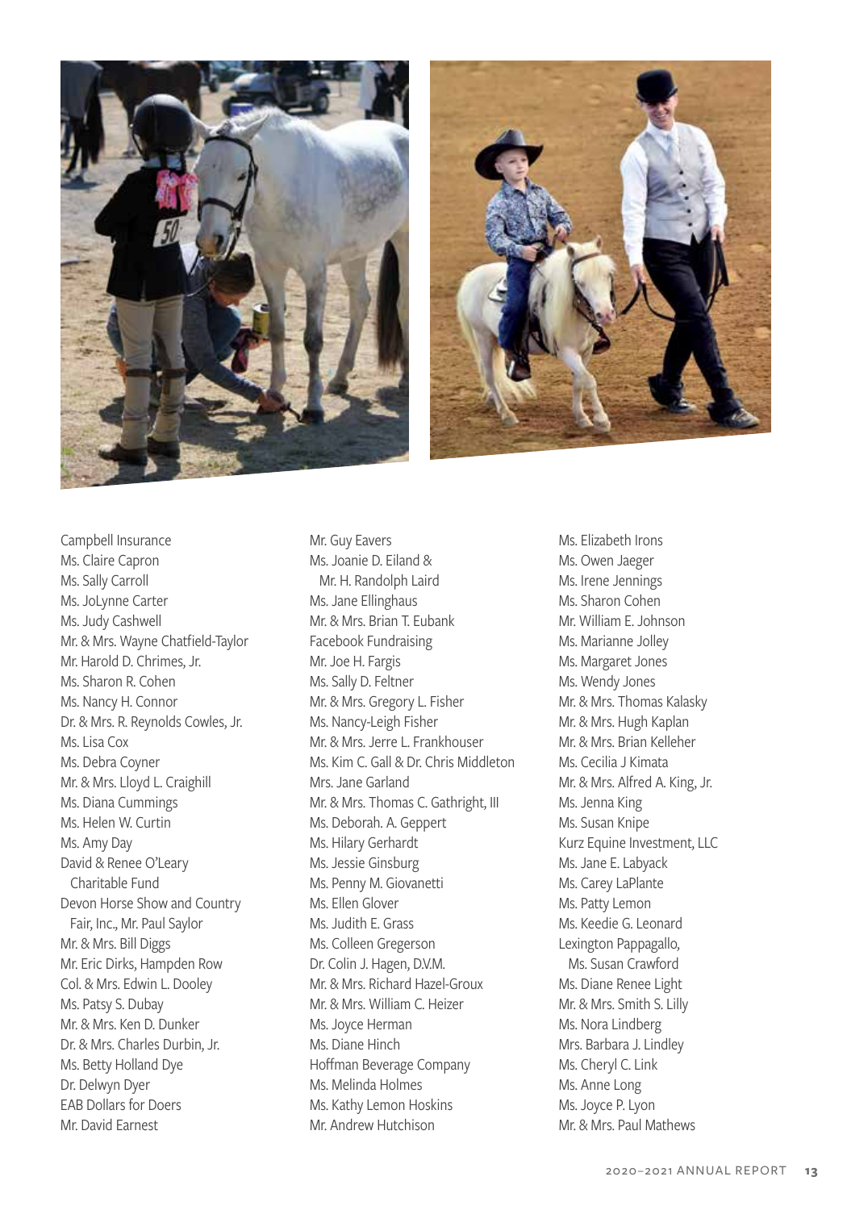Campbell Insurance
Ms. Claire Capron
Ms. Sally Carroll
Ms. JoLynne Carter
Ms. Judy Cashwell
Mr. & Mrs. Wayne Chatfield-Taylor
Mr. Harold D. Chrimes, Jr.
Ms. Sharon R. Cohen
Ms. Nancy H. Connor
Dr. & Mrs. R. Reynolds Cowles, Jr.
Ms. Lisa Cox
Ms. Debra Coyner
Mr. & Mrs. Lloyd L. Craighill
Ms. Diana Cummings
Ms. Helen W. Curtin
Ms. Amy Day
David & Renee O'Leary Charitable Fund
Devon Horse Show and Country Fair, Inc., Mr. Paul Saylor
Mr. & Mrs. Bill Diggs
Mr. Eric Dirks, Hampden Row
Col. & Mrs. Edwin L. Dooley
Ms. Patsy S. Dubay
Mr. & Mrs. Ken D. Dunker
Dr. & Mrs. Charles Durbin, Jr.
Ms. Betty Holland Dye
Dr. Delwyn Dyer
EAB Dollars for Doers
Mr. David Earnest
Mr. Guy Eavers
Ms. Joanie D. Eiland & Mr. H. Randolph Laird
Ms. Jane Ellinghaus
Mr. & Mrs. Brian T. Eubank
Facebook Fundraising
Mr. Joe H. Fargis
Ms. Sally D. Feltner
Mr. & Mrs. Gregory L. Fisher
Ms. Nancy-Leigh Fisher
Mr. & Mrs. Jerre L. Frankhouser
Ms. Kim C. Gall & Dr. Chris Middleton
Mrs. Jane Garland
Mr. & Mrs. Thomas C. Gathright, III
Ms. Deborah. A. Geppert
Ms. Hilary Gerhardt
Ms. Jessie Ginsburg
Ms. Penny M. Giovanetti
Ms. Ellen Glover
Ms. Judith E. Grass
Ms. Colleen Gregerson
Dr. Colin J. Hagen, D.V.M.
Mr. & Mrs. Richard Hazel-Groux
Mr. & Mrs. William C. Heizer
Ms. Joyce Herman
Ms. Diane Hinch
Hoffman Beverage Company
Ms. Melinda Holmes
Ms. Kathy Lemon Hoskins
Mr. Andrew Hutchison
Ms. Elizabeth Irons
Ms. Owen Jaeger
Ms. Irene Jennings
Ms. Sharon Cohen
Mr. William E. Johnson
Ms. Marianne Jolley
Ms. Margaret Jones
Ms. Wendy Jones
Mr. & Mrs. Thomas Kalasky
Mr. & Mrs. Hugh Kaplan
Mr. & Mrs. Brian Kelleher
Ms. Cecilia J Kimata
Mr. & Mrs. Alfred A. King, Jr.
Ms. Jenna King
Ms. Susan Knipe
Kurz Equine Investment, LLC
Ms. Jane E. Labyack
Ms. Carey LaPlante
Ms. Patty Lemon
Ms. Keedie G. Leonard
Lexington Pappagallo, Ms. Susan Crawford
Ms. Diane Renee Light
Mr. & Mrs. Smith S. Lilly
Ms. Nora Lindberg
Mrs. Barbara J. Lindley
Ms. Cheryl C. Link
Ms. Anne Long
Ms. Joyce P. Lyon
Mr. & Mrs. Paul Mathews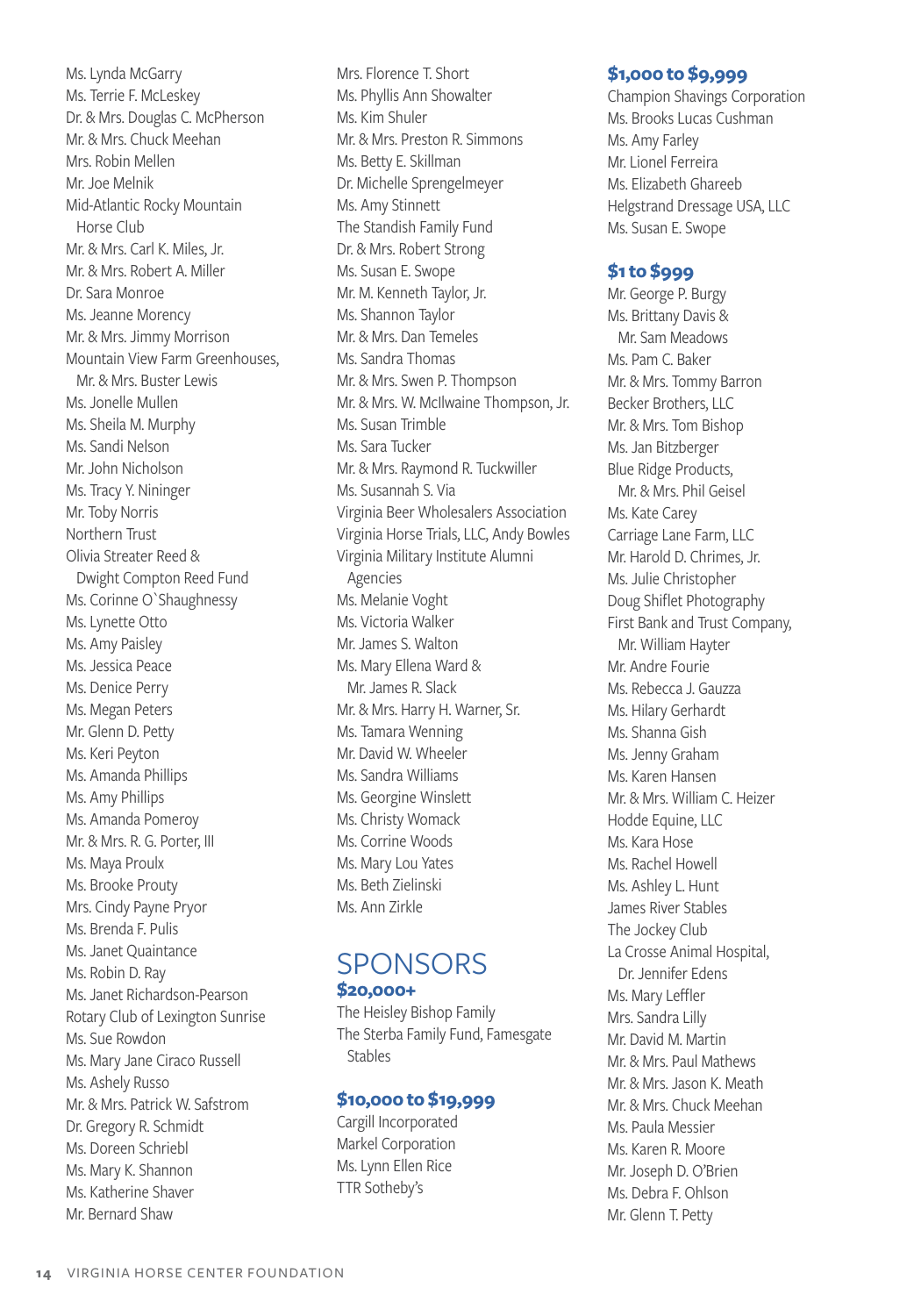Ms. Lynda McGarry
Ms. Terrie F. McLeskey
Dr. & Mrs. Douglas C. McPherson
Mr. & Mrs. Chuck Meehan
Mrs. Robin Mellen
Mr. Joe Melnik
Mid-Atlantic Rocky Mountain Horse Club
Mr. & Mrs. Carl K. Miles, Jr.
Mr. & Mrs. Robert A. Miller
Dr. Sara Monroe
Ms. Jeanne Morency
Mr. & Mrs. Jimmy Morrison
Mountain View Farm Greenhouses, Mr. & Mrs. Buster Lewis
Ms. Jonelle Mullen
Ms. Sheila M. Murphy
Ms. Sandi Nelson
Mr. John Nicholson
Ms. Tracy Y. Nininger
Mr. Toby Norris
Northern Trust
Olivia Streater Reed & Dwight Compton Reed Fund
Ms. Corinne O`Shaughnessy
Ms. Lynette Otto
Ms. Amy Paisley
Ms. Jessica Peace
Ms. Denice Perry
Ms. Megan Peters
Mr. Glenn D. Petty
Ms. Keri Peyton
Ms. Amanda Phillips
Ms. Amy Phillips
Ms. Amanda Pomeroy
Mr. & Mrs. R. G. Porter, III
Ms. Maya Proulx
Ms. Brooke Prouty
Mrs. Cindy Payne Pryor
Ms. Brenda F. Pulis
Ms. Janet Quaintance
Ms. Robin D. Ray
Ms. Janet Richardson-Pearson
Rotary Club of Lexington Sunrise
Ms. Sue Rowdon
Ms. Mary Jane Ciraco Russell
Ms. Ashely Russo
Mr. & Mrs. Patrick W. Safstrom
Dr. Gregory R. Schmidt
Ms. Doreen Schriebl
Ms. Mary K. Shannon
Ms. Katherine Shaver
Mr. Bernard Shaw
Mrs. Florence T. Short
Ms. Phyllis Ann Showalter
Ms. Kim Shuler
Mr. & Mrs. Preston R. Simmons
Ms. Betty E. Skillman
Dr. Michelle Sprengelmeyer
Ms. Amy Stinnett
The Standish Family Fund
Dr. & Mrs. Robert Strong
Ms. Susan E. Swope
Mr. M. Kenneth Taylor, Jr.
Ms. Shannon Taylor
Mr. & Mrs. Dan Temeles
Ms. Sandra Thomas
Mr. & Mrs. Swen P. Thompson
Mr. & Mrs. W. McIlwaine Thompson, Jr.
Ms. Susan Trimble
Ms. Sara Tucker
Mr. & Mrs. Raymond R. Tuckwiller
Ms. Susannah S. Via
Virginia Beer Wholesalers Association
Virginia Horse Trials, LLC, Andy Bowles
Virginia Military Institute Alumni Agencies
Ms. Melanie Voght
Ms. Victoria Walker
Mr. James S. Walton
Ms. Mary Ellena Ward & Mr. James R. Slack
Mr. & Mrs. Harry H. Warner, Sr.
Ms. Tamara Wenning
Mr. David W. Wheeler
Ms. Sandra Williams
Ms. Georgine Winslett
Ms. Christy Womack
Ms. Corrine Woods
Ms. Mary Lou Yates
Ms. Beth Zielinski
Ms. Ann Zirkle

# SPONSORS

### $20,000+

The Heisley Bishop Family
The Sterba Family Fund, Famesgate Stables

### $10,000 to $19,999

Cargill Incorporated
Markel Corporation
Ms. Lynn Ellen Rice
TTR Sotheby's

### $1,000 to $9,999

Champion Shavings Corporation
Ms. Brooks Lucas Cushman
Ms. Amy Farley
Mr. Lionel Ferreira
Ms. Elizabeth Ghareeb
Helgstrand Dressage USA, LLC
Ms. Susan E. Swope

### $1 to $999

Mr. George P. Burgy
Ms. Brittany Davis & Mr. Sam Meadows
Ms. Pam C. Baker
Mr. & Mrs. Tommy Barron
Becker Brothers, LLC
Mr. & Mrs. Tom Bishop
Ms. Jan Bitzberger
Blue Ridge Products, Mr. & Mrs. Phil Geisel
Ms. Kate Carey
Carriage Lane Farm, LLC
Mr. Harold D. Chrimes, Jr.
Ms. Julie Christopher
Doug Shiflet Photography
First Bank and Trust Company, Mr. William Hayter
Mr. Andre Fourie
Ms. Rebecca J. Gauzza
Ms. Hilary Gerhardt
Ms. Shanna Gish
Ms. Jenny Graham
Ms. Karen Hansen
Mr. & Mrs. William C. Heizer
Hodde Equine, LLC
Ms. Kara Hose
Ms. Rachel Howell
Ms. Ashley L. Hunt
James River Stables
The Jockey Club
La Crosse Animal Hospital, Dr. Jennifer Edens
Ms. Mary Leffler
Mrs. Sandra Lilly
Mr. David M. Martin
Mr. & Mrs. Paul Mathews
Mr. & Mrs. Jason K. Meath
Mr. & Mrs. Chuck Meehan
Ms. Paula Messier
Ms. Karen R. Moore
Mr. Joseph D. O'Brien
Ms. Debra F. Ohlson
Mr. Glenn T. Petty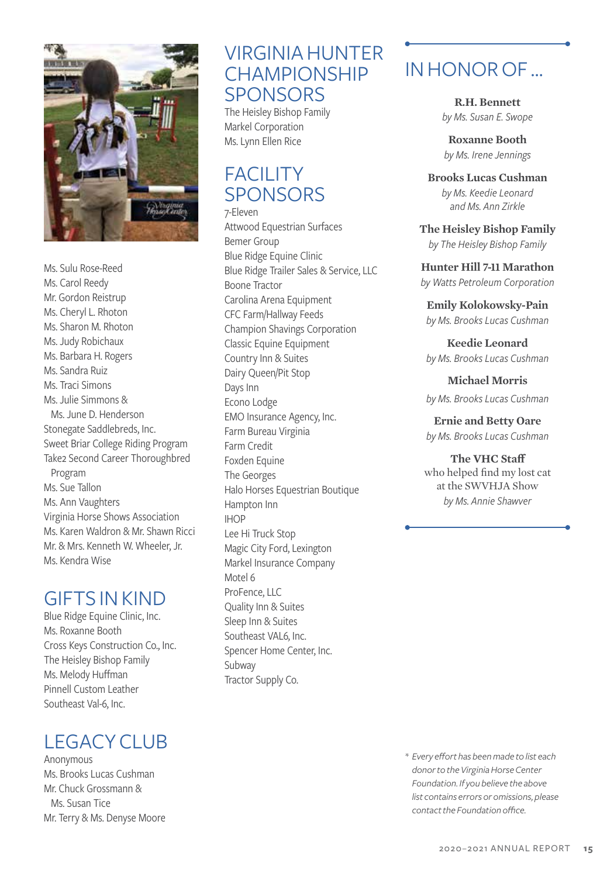Ms. Sulu Rose-Reed
Ms. Carol Reedy
Mr. Gordon Reistrup
Ms. Cheryl L. Rhoton
Ms. Sharon M. Rhoton
Ms. Judy Robichaux
Ms. Barbara H. Rogers
Ms. Sandra Ruiz
Ms. Traci Simons
Ms. Julie Simmons & Ms. June D. Henderson
Stonegate Saddlebreds, Inc.
Sweet Briar College Riding Program
Take2 Second Career Thoroughbred Program
Ms. Sue Tallon
Ms. Ann Vaughters
Virginia Horse Shows Association
Ms. Karen Waldron & Mr. Shawn Ricci
Mr. & Mrs. Kenneth W. Wheeler, Jr.
Ms. Kendra Wise

## GIFTS IN KIND

Blue Ridge Equine Clinic, Inc.
Ms. Roxanne Booth
Cross Keys Construction Co., Inc.
The Heisley Bishop Family
Ms. Melody Huffman
Pinnell Custom Leather
Southeast Val-6, Inc.

## LEGACY CLUB

Anonymous
Ms. Brooks Lucas Cushman
Mr. Chuck Grossmann & Ms. Susan Tice
Mr. Terry & Ms. Denyse Moore

## VIRGINIA HUNTER CHAMPIONSHIP SPONSORS

The Heisley Bishop Family
Markel Corporation
Ms. Lynn Ellen Rice

## FACILITY SPONSORS

7-Eleven
Attwood Equestrian Surfaces
Bemer Group
Blue Ridge Equine Clinic
Blue Ridge Trailer Sales & Service, LLC
Boone Tractor
Carolina Arena Equipment
CFC Farm/Hallway Feeds
Champion Shavings Corporation
Classic Equine Equipment
Country Inn & Suites
Dairy Queen/Pit Stop
Days Inn
Econo Lodge
EMO Insurance Agency, Inc.
Farm Bureau Virginia
Farm Credit
Foxden Equine
The Georges
Halo Horses Equestrian Boutique
Hampton Inn
IHOP
Lee Hi Truck Stop
Magic City Ford, Lexington
Markel Insurance Company
Motel 6
ProFence, LLC
Quality Inn & Suites
Sleep Inn & Suites
Southeast VAL6, Inc.
Spencer Home Center, Inc.
Subway
Tractor Supply Co.

## IN HONOR OF ...

**R.H. Bennett**
*by Ms. Susan E. Swope*

**Roxanne Booth**
*by Ms. Irene Jennings*

**Brooks Lucas Cushman**
*by Ms. Keedie Leonard and Ms. Ann Zirkle*

**The Heisley Bishop Family**
*by The Heisley Bishop Family*

**Hunter Hill 7-11 Marathon**
*by Watts Petroleum Corporation*

**Emily Kolokowsky-Pain**
*by Ms. Brooks Lucas Cushman*

**Keedie Leonard**
*by Ms. Brooks Lucas Cushman*

**Michael Morris**
*by Ms. Brooks Lucas Cushman*

**Ernie and Betty Oare**
*by Ms. Brooks Lucas Cushman*

**The VHC Staff**
who helped find my lost cat at the SWVHJA Show
*by Ms. Annie Shawver*

\* *Every effort has been made to list each donor to the Virginia Horse Center Foundation. If you believe the above list contains errors or omissions, please contact the Foundation office.*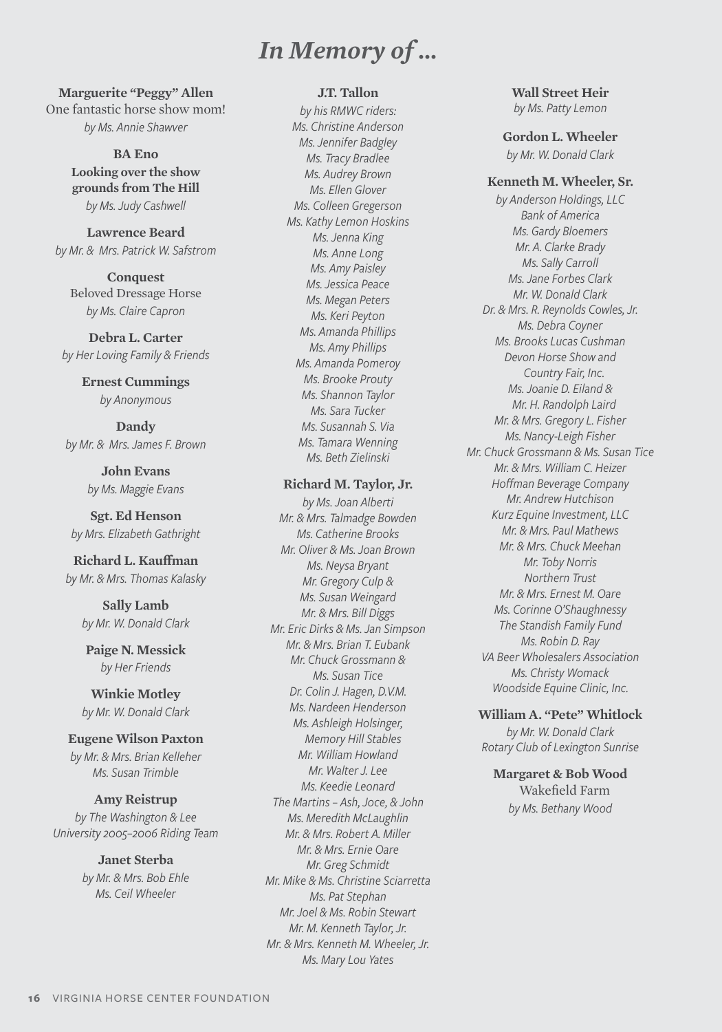# *In Memory of ...*

**Marguerite "Peggy" Allen**
One fantastic horse show mom!
*by Ms. Annie Shawver*

**BA Eno**
**Looking over the show grounds from The Hill**
*by Ms. Judy Cashwell*

**Lawrence Beard**
*by Mr. & Mrs. Patrick W. Safstrom*

**Conquest**
Beloved Dressage Horse
*by Ms. Claire Capron*

**Debra L. Carter**
*by Her Loving Family & Friends*

**Ernest Cummings**
*by Anonymous*

**Dandy**
*by Mr. & Mrs. James F. Brown*

**John Evans**
*by Ms. Maggie Evans*

**Sgt. Ed Henson**
*by Mrs. Elizabeth Gathright*

**Richard L. Kauffman**
*by Mr. & Mrs. Thomas Kalasky*

**Sally Lamb**
*by Mr. W. Donald Clark*

**Paige N. Messick**
*by Her Friends*

**Winkie Motley**
*by Mr. W. Donald Clark*

**Eugene Wilson Paxton**
*by Mr. & Mrs. Brian Kelleher*
*Ms. Susan Trimble*

**Amy Reistrup**
*by The Washington & Lee University 2005–2006 Riding Team*

**Janet Sterba**
*by Mr. & Mrs. Bob Ehle*
*Ms. Ceil Wheeler*

**J.T. Tallon**
*by his RMWC riders:*
*Ms. Christine Anderson*
*Ms. Jennifer Badgley*
*Ms. Tracy Bradlee*
*Ms. Audrey Brown*
*Ms. Ellen Glover*
*Ms. Colleen Gregerson*
*Ms. Kathy Lemon Hoskins*
*Ms. Jenna King*
*Ms. Anne Long*
*Ms. Amy Paisley*
*Ms. Jessica Peace*
*Ms. Megan Peters*
*Ms. Keri Peyton*
*Ms. Amanda Phillips*
*Ms. Amy Phillips*
*Ms. Amanda Pomeroy*
*Ms. Brooke Prouty*
*Ms. Shannon Taylor*
*Ms. Sara Tucker*
*Ms. Susannah S. Via*
*Ms. Tamara Wenning*
*Ms. Beth Zielinski*

**Richard M. Taylor, Jr.**
*by Ms. Joan Alberti*
*Mr. & Mrs. Talmadge Bowden*
*Ms. Catherine Brooks*
*Mr. Oliver & Ms. Joan Brown*
*Ms. Neysa Bryant*
*Mr. Gregory Culp & Ms. Susan Weingard*
*Mr. & Mrs. Bill Diggs*
*Mr. Eric Dirks & Ms. Jan Simpson*
*Mr. & Mrs. Brian T. Eubank*
*Mr. Chuck Grossmann & Ms. Susan Tice*
*Dr. Colin J. Hagen, D.V.M.*
*Ms. Nardeen Henderson*
*Ms. Ashleigh Holsinger, Memory Hill Stables*
*Mr. William Howland*
*Mr. Walter J. Lee*
*Ms. Keedie Leonard*
*The Martins – Ash, Joce, & John*
*Ms. Meredith McLaughlin*
*Mr. & Mrs. Robert A. Miller*
*Mr. & Mrs. Ernie Oare*
*Mr. Greg Schmidt*
*Mr. Mike & Ms. Christine Sciarretta*
*Ms. Pat Stephan*
*Mr. Joel & Ms. Robin Stewart*
*Mr. M. Kenneth Taylor, Jr.*
*Mr. & Mrs. Kenneth M. Wheeler, Jr.*
*Ms. Mary Lou Yates*

**Wall Street Heir**
*by Ms. Patty Lemon*

**Gordon L. Wheeler**
*by Mr. W. Donald Clark*

**Kenneth M. Wheeler, Sr.**
*by Anderson Holdings, LLC*
*Bank of America*
*Ms. Gardy Bloemers*
*Mr. A. Clarke Brady*
*Ms. Sally Carroll*
*Ms. Jane Forbes Clark*
*Mr. W. Donald Clark*
*Dr. & Mrs. R. Reynolds Cowles, Jr.*
*Ms. Debra Coyner*
*Ms. Brooks Lucas Cushman*
*Devon Horse Show and Country Fair, Inc.*
*Ms. Joanie D. Eiland & Mr. H. Randolph Laird*
*Mr. & Mrs. Gregory L. Fisher*
*Ms. Nancy-Leigh Fisher*
*Mr. Chuck Grossmann & Ms. Susan Tice*
*Mr. & Mrs. William C. Heizer*
*Hoffman Beverage Company*
*Mr. Andrew Hutchison*
*Kurz Equine Investment, LLC*
*Mr. & Mrs. Paul Mathews*
*Mr. & Mrs. Chuck Meehan*
*Mr. Toby Norris*
*Northern Trust*
*Mr. & Mrs. Ernest M. Oare*
*Ms. Corinne O'Shaughnessy*
*The Standish Family Fund*
*Ms. Robin D. Ray*
*VA Beer Wholesalers Association*
*Ms. Christy Womack*
*Woodside Equine Clinic, Inc.*

**William A. "Pete" Whitlock**
*by Mr. W. Donald Clark*
*Rotary Club of Lexington Sunrise*

**Margaret & Bob Wood**
Wakefield Farm
*by Ms. Bethany Wood*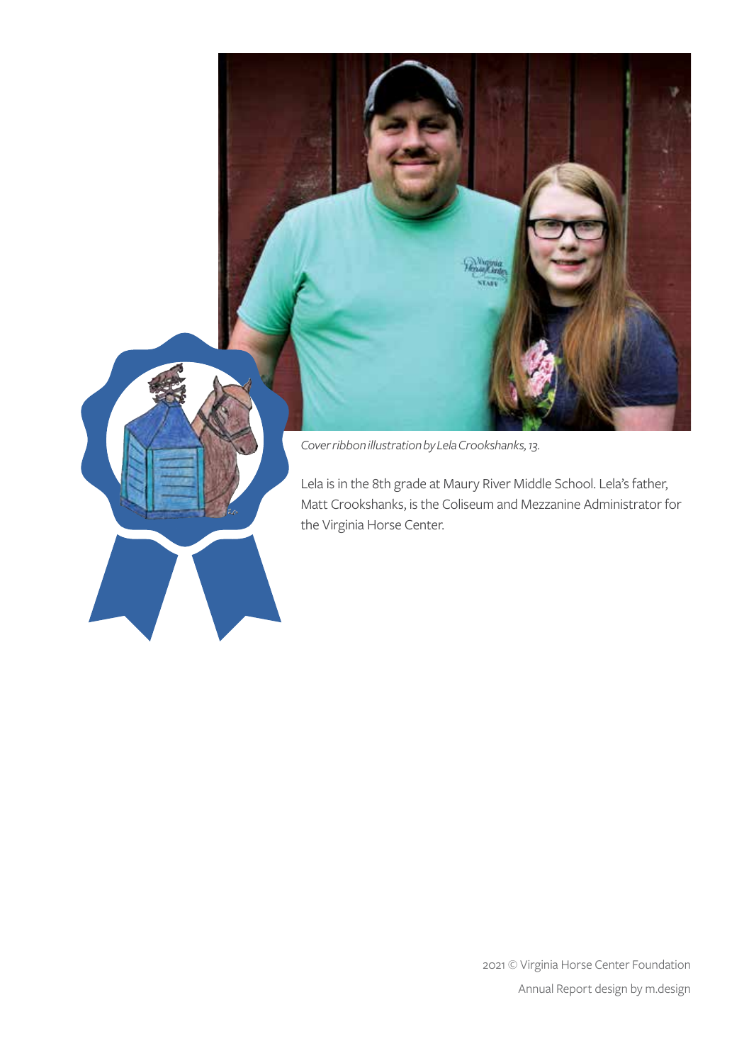*Cover ribbon illustration by Lela Crookshanks, 13.*

Lela is in the 8th grade at Maury River Middle School. Lela's father, Matt Crookshanks, is the Coliseum and Mezzanine Administrator for the Virginia Horse Center.

2021 © Virginia Horse Center Foundation

Annual Report design by m.design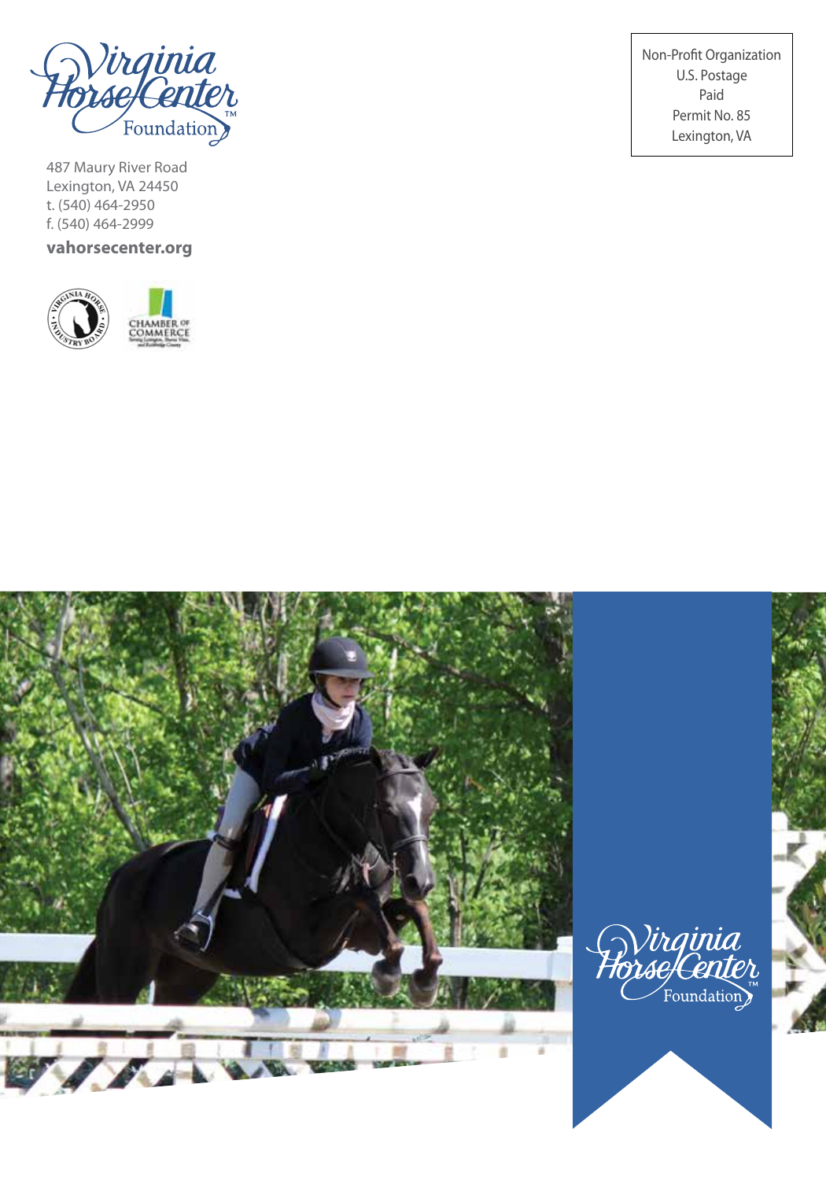Virginia Horse Center Foundation™

487 Maury River Road
Lexington, VA 24450
t. (540) 464-2950
f. (540) 464-2999

**vahorsecenter.org**

Non-Profit Organization
U.S. Postage
Paid
Permit No. 85
Lexington, VA

Virginia Horse Center Foundation™